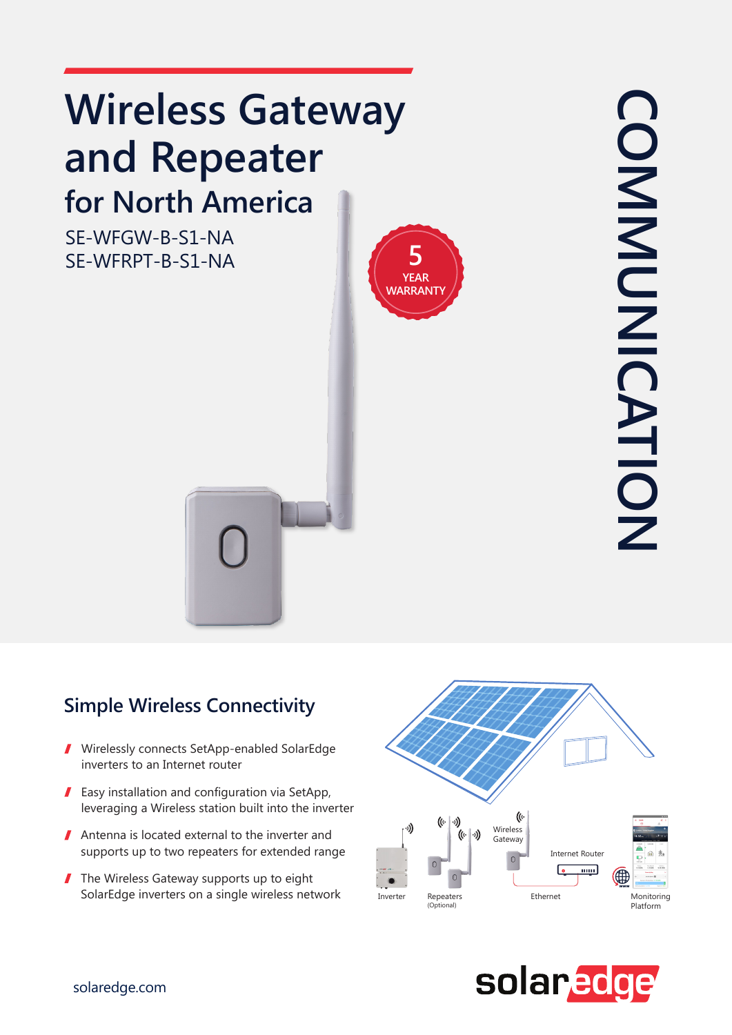# Wireless Gateway and Repeater

## for North America

SE-WFGW-B-S1-NA
SE-WFRPT-B-S1-NA

5 YEAR WARRANTY

COMMUNICATION

## Simple Wireless Connectivity

- Wirelessly connects SetApp-enabled SolarEdge inverters to an Internet router
- Easy installation and configuration via SetApp, leveraging a Wireless station built into the inverter
- Antenna is located external to the inverter and supports up to two repeaters for extended range
- The Wireless Gateway supports up to eight SolarEdge inverters on a single wireless network

Inverter — Repeaters (Optional) — Wireless Gateway — Ethernet — Internet Router — Monitoring Platform

solaredge.com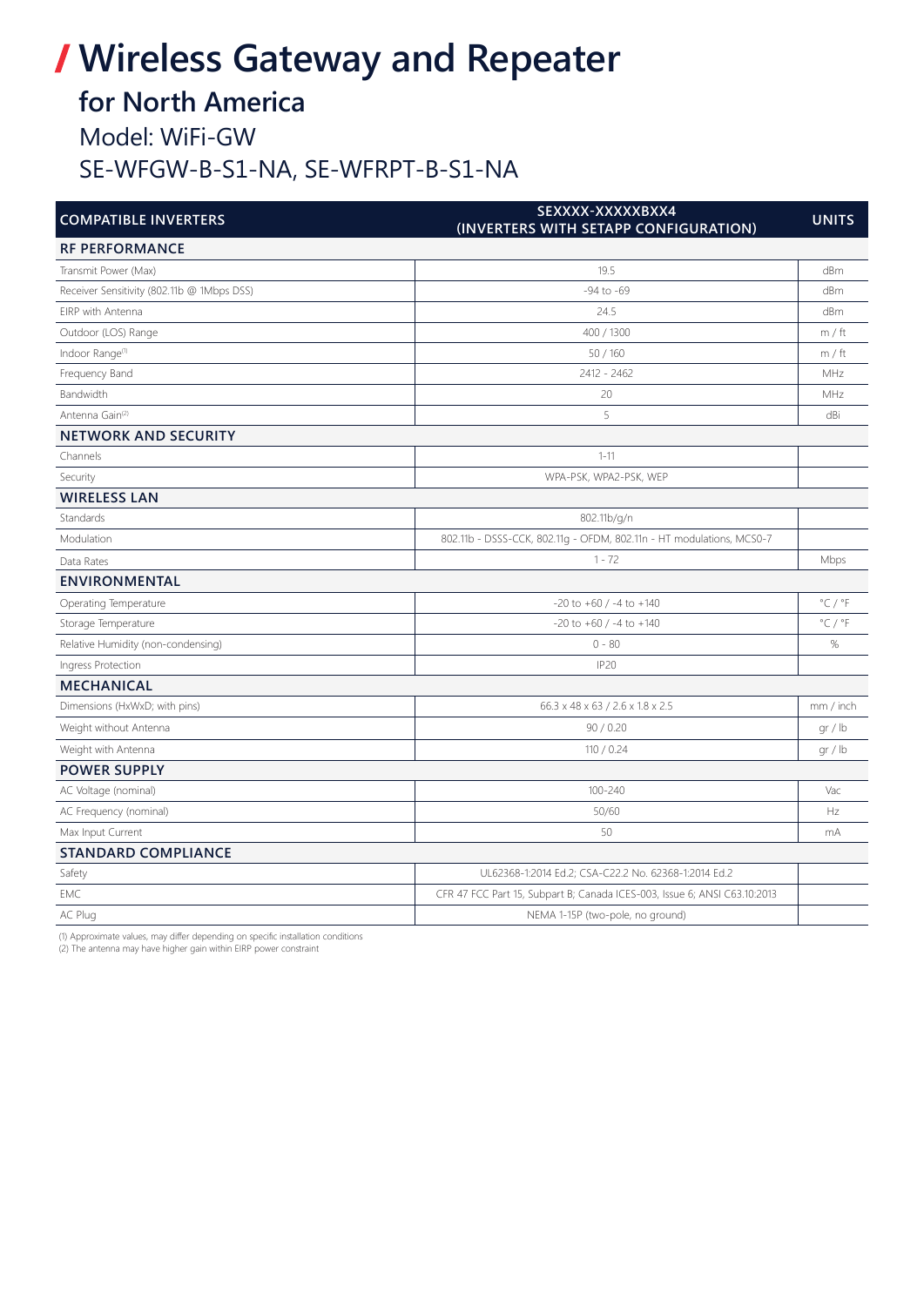# / Wireless Gateway and Repeater

## for North America

Model: WiFi-GW

SE-WFGW-B-S1-NA, SE-WFRPT-B-S1-NA

| COMPATIBLE INVERTERS | SEXXXX-XXXXXBXX4 (INVERTERS WITH SETAPP CONFIGURATION) | UNITS |
|---|---|---|
| **RF PERFORMANCE** | | |
| Transmit Power (Max) | 19.5 | dBm |
| Receiver Sensitivity (802.11b @ 1Mbps DSS) | -94 to -69 | dBm |
| EIRP with Antenna | 24.5 | dBm |
| Outdoor (LOS) Range | 400 / 1300 | m / ft |
| Indoor Range(1) | 50 / 160 | m / ft |
| Frequency Band | 2412 - 2462 | MHz |
| Bandwidth | 20 | MHz |
| Antenna Gain(2) | 5 | dBi |
| **NETWORK AND SECURITY** | | |
| Channels | 1-11 | |
| Security | WPA-PSK, WPA2-PSK, WEP | |
| **WIRELESS LAN** | | |
| Standards | 802.11b/g/n | |
| Modulation | 802.11b - DSSS-CCK, 802.11g - OFDM, 802.11n - HT modulations, MCS0-7 | |
| Data Rates | 1 - 72 | Mbps |
| **ENVIRONMENTAL** | | |
| Operating Temperature | -20 to +60 / -4 to +140 | °C / °F |
| Storage Temperature | -20 to +60 / -4 to +140 | °C / °F |
| Relative Humidity (non-condensing) | 0 - 80 | % |
| Ingress Protection | IP20 | |
| **MECHANICAL** | | |
| Dimensions (HxWxD; with pins) | 66.3 x 48 x 63 / 2.6 x 1.8 x 2.5 | mm / inch |
| Weight without Antenna | 90 / 0.20 | gr / lb |
| Weight with Antenna | 110 / 0.24 | gr / lb |
| **POWER SUPPLY** | | |
| AC Voltage (nominal) | 100-240 | Vac |
| AC Frequency (nominal) | 50/60 | Hz |
| Max Input Current | 50 | mA |
| **STANDARD COMPLIANCE** | | |
| Safety | UL62368-1:2014 Ed.2; CSA-C22.2 No. 62368-1:2014 Ed.2 | |
| EMC | CFR 47 FCC Part 15, Subpart B; Canada ICES-003, Issue 6; ANSI C63.10:2013 | |
| AC Plug | NEMA 1-15P (two-pole, no ground) | |

(1) Approximate values, may differ depending on specific installation conditions
(2) The antenna may have higher gain within EIRP power constraint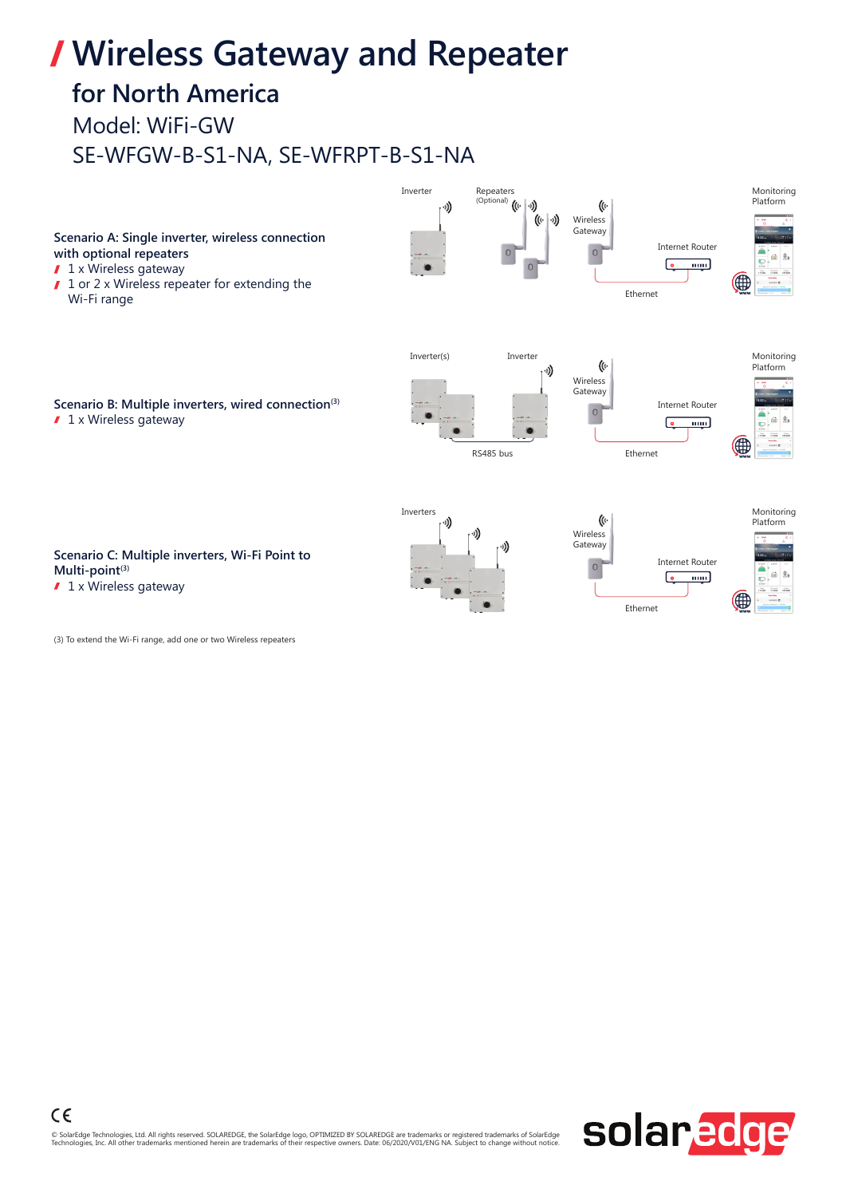# / Wireless Gateway and Repeater

## for North America

Model: WiFi-GW

SE-WFGW-B-S1-NA, SE-WFRPT-B-S1-NA

**Scenario A: Single inverter, wireless connection with optional repeaters**

- 1 x Wireless gateway
- 1 or 2 x Wireless repeater for extending the Wi-Fi range

Inverter

Repeaters (Optional)

Wireless Gateway

Internet Router

Ethernet

Monitoring Platform

**Scenario B: Multiple inverters, wired connection[3]**

- 1 x Wireless gateway

Inverter(s)

Inverter

RS485 bus

Wireless Gateway

Internet Router

Ethernet

Monitoring Platform

**Scenario C: Multiple inverters, Wi-Fi Point to Multi-point[3]**

- 1 x Wireless gateway

Inverters

Wireless Gateway

Internet Router

Ethernet

Monitoring Platform

(3) To extend the Wi-Fi range, add one or two Wireless repeaters

© SolarEdge Technologies, Ltd. All rights reserved. SOLAREDGE, the SolarEdge logo, OPTIMIZED BY SOLAREDGE are trademarks or registered trademarks of SolarEdge Technologies, Inc. All other trademarks mentioned herein are trademarks of their respective owners. Date: 06/2020/V01/ENG NA. Subject to change without notice.